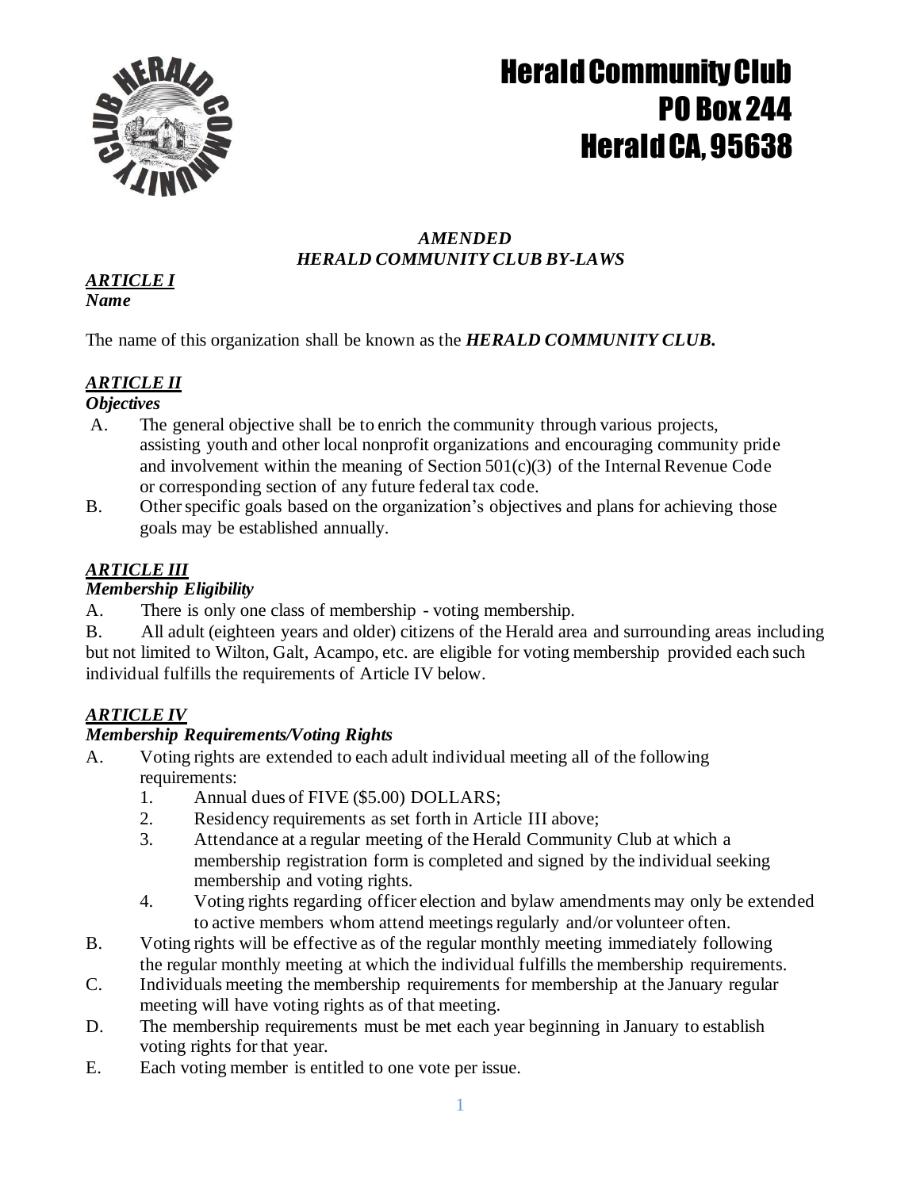# Herald Community Club
# PO Box 244
# Herald CA, 95638

## *AMENDED*
## *HERALD COMMUNITY CLUB BY-LAWS*

***ARTICLE I***
***Name***

The name of this organization shall be known as the ***HERALD COMMUNITY CLUB.***

***ARTICLE II***
***Objectives***

A. The general objective shall be to enrich the community through various projects, assisting youth and other local nonprofit organizations and encouraging community pride and involvement within the meaning of Section 501(c)(3) of the Internal Revenue Code or corresponding section of any future federal tax code.

B. Other specific goals based on the organization's objectives and plans for achieving those goals may be established annually.

***ARTICLE III***
***Membership Eligibility***

A. There is only one class of membership - voting membership.

B. All adult (eighteen years and older) citizens of the Herald area and surrounding areas including but not limited to Wilton, Galt, Acampo, etc. are eligible for voting membership provided each such individual fulfills the requirements of Article IV below.

***ARTICLE IV***
***Membership Requirements/Voting Rights***

A. Voting rights are extended to each adult individual meeting all of the following requirements:
   1. Annual dues of FIVE ($5.00) DOLLARS;
   2. Residency requirements as set forth in Article III above;
   3. Attendance at a regular meeting of the Herald Community Club at which a membership registration form is completed and signed by the individual seeking membership and voting rights.
   4. Voting rights regarding officer election and bylaw amendments may only be extended to active members whom attend meetings regularly and/or volunteer often.

B. Voting rights will be effective as of the regular monthly meeting immediately following the regular monthly meeting at which the individual fulfills the membership requirements.

C. Individuals meeting the membership requirements for membership at the January regular meeting will have voting rights as of that meeting.

D. The membership requirements must be met each year beginning in January to establish voting rights for that year.

E. Each voting member is entitled to one vote per issue.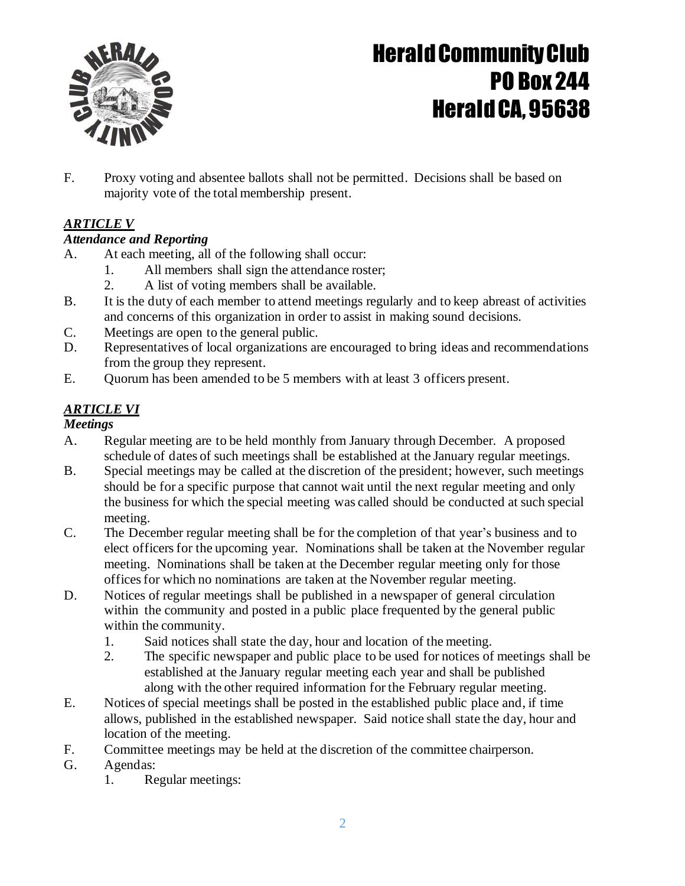F. Proxy voting and absentee ballots shall not be permitted. Decisions shall be based on majority vote of the total membership present.

## *ARTICLE V*

### *Attendance and Reporting*

A. At each meeting, all of the following shall occur:
   1. All members shall sign the attendance roster;
   2. A list of voting members shall be available.

B. It is the duty of each member to attend meetings regularly and to keep abreast of activities and concerns of this organization in order to assist in making sound decisions.

C. Meetings are open to the general public.

D. Representatives of local organizations are encouraged to bring ideas and recommendations from the group they represent.

E. Quorum has been amended to be 5 members with at least 3 officers present.

## *ARTICLE VI*

### *Meetings*

A. Regular meeting are to be held monthly from January through December. A proposed schedule of dates of such meetings shall be established at the January regular meetings.

B. Special meetings may be called at the discretion of the president; however, such meetings should be for a specific purpose that cannot wait until the next regular meeting and only the business for which the special meeting was called should be conducted at such special meeting.

C. The December regular meeting shall be for the completion of that year's business and to elect officers for the upcoming year. Nominations shall be taken at the November regular meeting. Nominations shall be taken at the December regular meeting only for those offices for which no nominations are taken at the November regular meeting.

D. Notices of regular meetings shall be published in a newspaper of general circulation within the community and posted in a public place frequented by the general public within the community.
   1. Said notices shall state the day, hour and location of the meeting.
   2. The specific newspaper and public place to be used for notices of meetings shall be established at the January regular meeting each year and shall be published along with the other required information for the February regular meeting.

E. Notices of special meetings shall be posted in the established public place and, if time allows, published in the established newspaper. Said notice shall state the day, hour and location of the meeting.

F. Committee meetings may be held at the discretion of the committee chairperson.

G. Agendas:
   1. Regular meetings: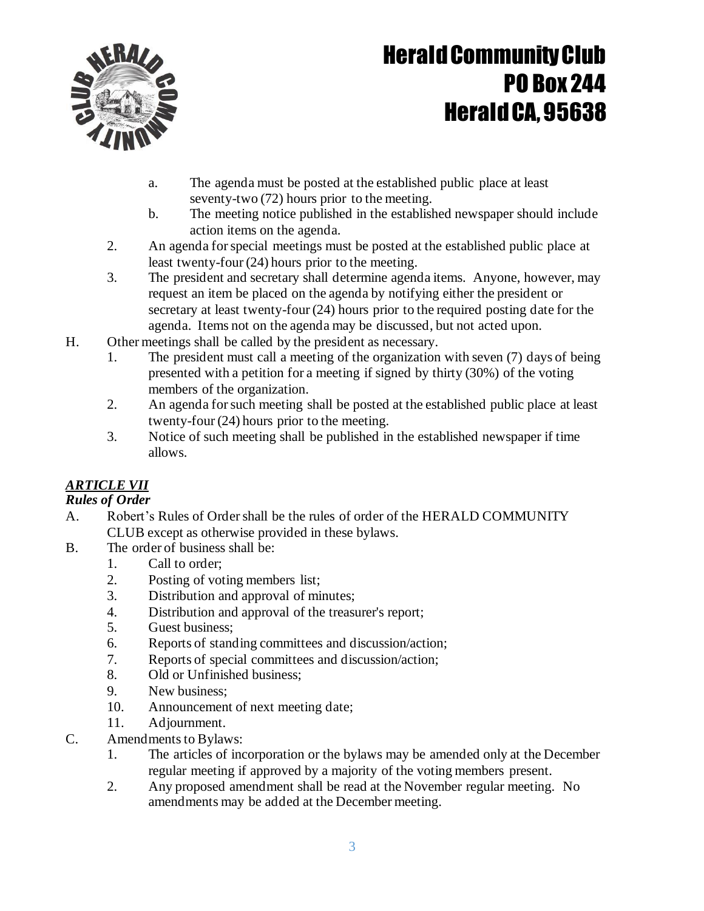a. The agenda must be posted at the established public place at least seventy-two (72) hours prior to the meeting.
b. The meeting notice published in the established newspaper should include action items on the agenda.

2. An agenda for special meetings must be posted at the established public place at least twenty-four (24) hours prior to the meeting.
3. The president and secretary shall determine agenda items. Anyone, however, may request an item be placed on the agenda by notifying either the president or secretary at least twenty-four (24) hours prior to the required posting date for the agenda. Items not on the agenda may be discussed, but not acted upon.

H. Other meetings shall be called by the president as necessary.

1. The president must call a meeting of the organization with seven (7) days of being presented with a petition for a meeting if signed by thirty (30%) of the voting members of the organization.
2. An agenda for such meeting shall be posted at the established public place at least twenty-four (24) hours prior to the meeting.
3. Notice of such meeting shall be published in the established newspaper if time allows.

### ***ARTICLE VII***
***Rules of Order***

A. Robert's Rules of Order shall be the rules of order of the HERALD COMMUNITY CLUB except as otherwise provided in these bylaws.

B. The order of business shall be:

1. Call to order;
2. Posting of voting members list;
3. Distribution and approval of minutes;
4. Distribution and approval of the treasurer's report;
5. Guest business;
6. Reports of standing committees and discussion/action;
7. Reports of special committees and discussion/action;
8. Old or Unfinished business;
9. New business;
10. Announcement of next meeting date;
11. Adjournment.

C. Amendments to Bylaws:

1. The articles of incorporation or the bylaws may be amended only at the December regular meeting if approved by a majority of the voting members present.
2. Any proposed amendment shall be read at the November regular meeting. No amendments may be added at the December meeting.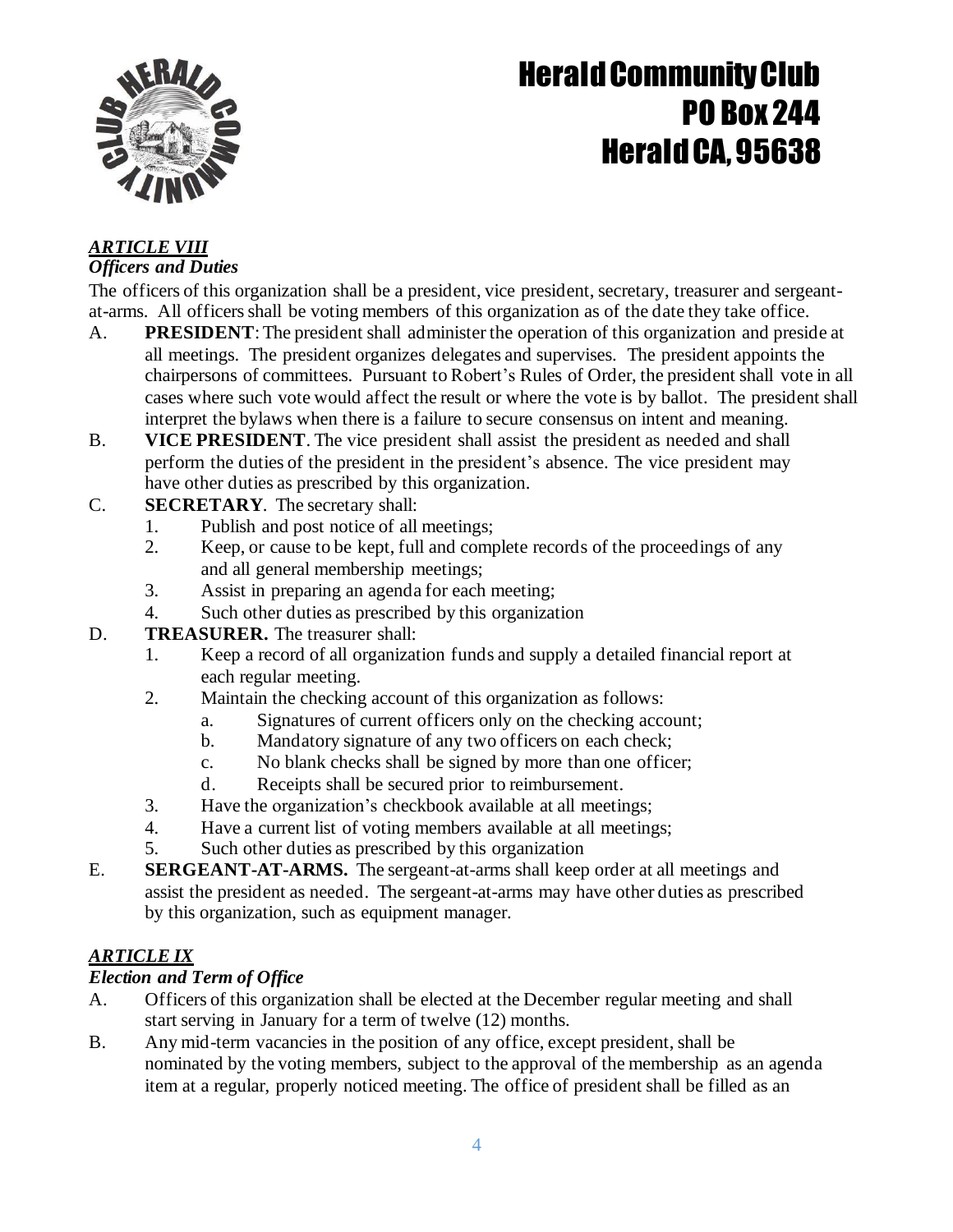# Herald Community Club
## PO Box 244
## Herald CA, 95638

### *ARTICLE VIII*
### *Officers and Duties*

The officers of this organization shall be a president, vice president, secretary, treasurer and sergeant-at-arms. All officers shall be voting members of this organization as of the date they take office.

A. **PRESIDENT**: The president shall administer the operation of this organization and preside at all meetings. The president organizes delegates and supervises. The president appoints the chairpersons of committees. Pursuant to Robert's Rules of Order, the president shall vote in all cases where such vote would affect the result or where the vote is by ballot. The president shall interpret the bylaws when there is a failure to secure consensus on intent and meaning.

B. **VICE PRESIDENT**. The vice president shall assist the president as needed and shall perform the duties of the president in the president's absence. The vice president may have other duties as prescribed by this organization.

C. **SECRETARY**. The secretary shall:
   1. Publish and post notice of all meetings;
   2. Keep, or cause to be kept, full and complete records of the proceedings of any and all general membership meetings;
   3. Assist in preparing an agenda for each meeting;
   4. Such other duties as prescribed by this organization

D. **TREASURER.** The treasurer shall:
   1. Keep a record of all organization funds and supply a detailed financial report at each regular meeting.
   2. Maintain the checking account of this organization as follows:
      a. Signatures of current officers only on the checking account;
      b. Mandatory signature of any two officers on each check;
      c. No blank checks shall be signed by more than one officer;
      d. Receipts shall be secured prior to reimbursement.
   3. Have the organization's checkbook available at all meetings;
   4. Have a current list of voting members available at all meetings;
   5. Such other duties as prescribed by this organization

E. **SERGEANT-AT-ARMS.** The sergeant-at-arms shall keep order at all meetings and assist the president as needed. The sergeant-at-arms may have other duties as prescribed by this organization, such as equipment manager.

### *ARTICLE IX*
### *Election and Term of Office*

A. Officers of this organization shall be elected at the December regular meeting and shall start serving in January for a term of twelve (12) months.

B. Any mid-term vacancies in the position of any office, except president, shall be nominated by the voting members, subject to the approval of the membership as an agenda item at a regular, properly noticed meeting. The office of president shall be filled as an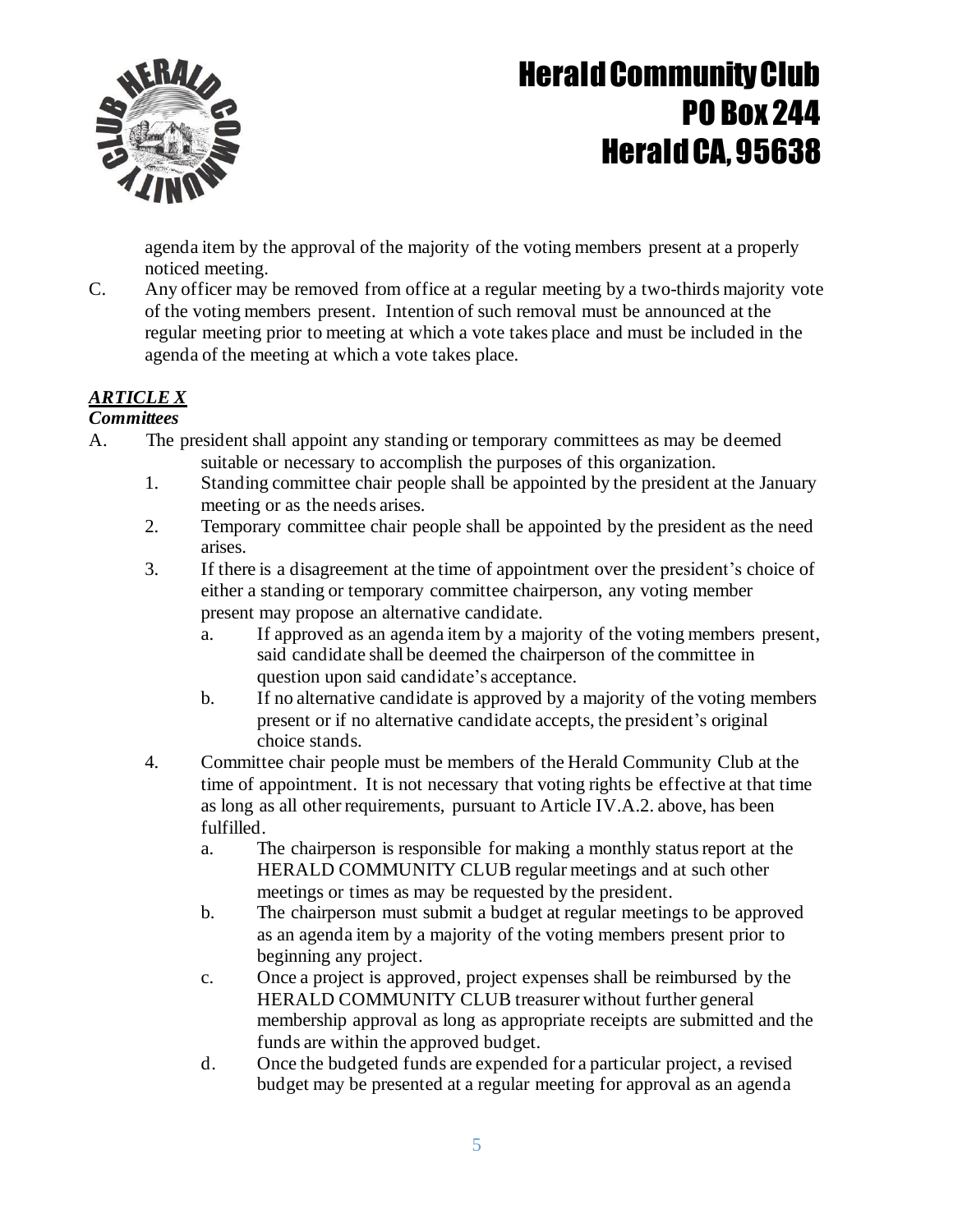agenda item by the approval of the majority of the voting members present at a properly noticed meeting.

C. Any officer may be removed from office at a regular meeting by a two-thirds majority vote of the voting members present. Intention of such removal must be announced at the regular meeting prior to meeting at which a vote takes place and must be included in the agenda of the meeting at which a vote takes place.

***ARTICLE X***

***Committees***

A. The president shall appoint any standing or temporary committees as may be deemed suitable or necessary to accomplish the purposes of this organization.
   1. Standing committee chair people shall be appointed by the president at the January meeting or as the needs arises.
   2. Temporary committee chair people shall be appointed by the president as the need arises.
   3. If there is a disagreement at the time of appointment over the president's choice of either a standing or temporary committee chairperson, any voting member present may propose an alternative candidate.
      a. If approved as an agenda item by a majority of the voting members present, said candidate shall be deemed the chairperson of the committee in question upon said candidate's acceptance.
      b. If no alternative candidate is approved by a majority of the voting members present or if no alternative candidate accepts, the president's original choice stands.
   4. Committee chair people must be members of the Herald Community Club at the time of appointment. It is not necessary that voting rights be effective at that time as long as all other requirements, pursuant to Article IV.A.2. above, has been fulfilled.
      a. The chairperson is responsible for making a monthly status report at the HERALD COMMUNITY CLUB regular meetings and at such other meetings or times as may be requested by the president.
      b. The chairperson must submit a budget at regular meetings to be approved as an agenda item by a majority of the voting members present prior to beginning any project.
      c. Once a project is approved, project expenses shall be reimbursed by the HERALD COMMUNITY CLUB treasurer without further general membership approval as long as appropriate receipts are submitted and the funds are within the approved budget.
      d. Once the budgeted funds are expended for a particular project, a revised budget may be presented at a regular meeting for approval as an agenda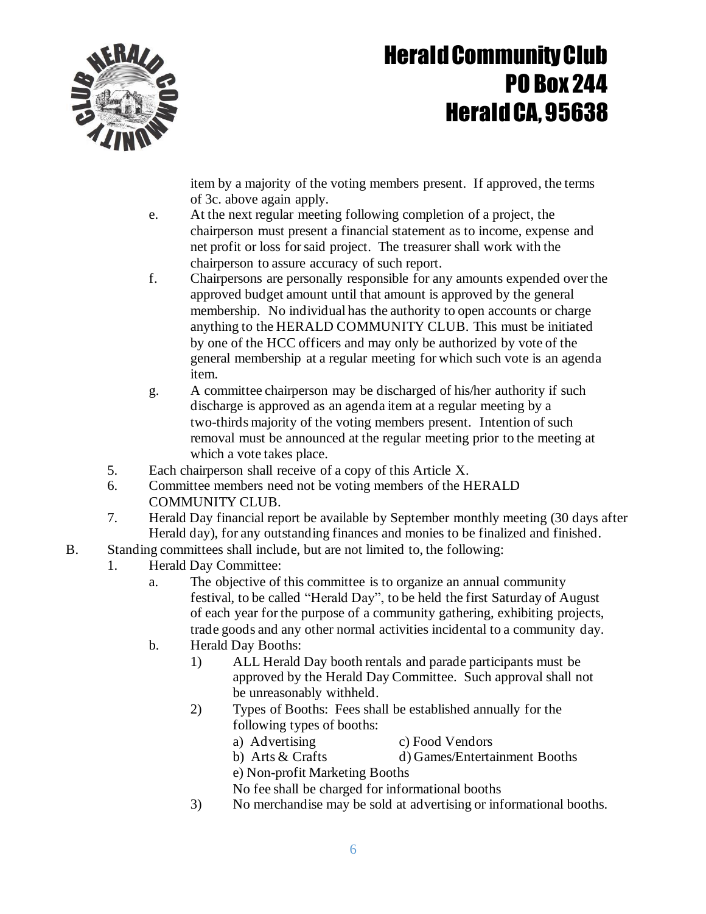item by a majority of the voting members present. If approved, the terms of 3c. above again apply.

e. At the next regular meeting following completion of a project, the chairperson must present a financial statement as to income, expense and net profit or loss for said project. The treasurer shall work with the chairperson to assure accuracy of such report.

f. Chairpersons are personally responsible for any amounts expended over the approved budget amount until that amount is approved by the general membership. No individual has the authority to open accounts or charge anything to the HERALD COMMUNITY CLUB. This must be initiated by one of the HCC officers and may only be authorized by vote of the general membership at a regular meeting for which such vote is an agenda item.

g. A committee chairperson may be discharged of his/her authority if such discharge is approved as an agenda item at a regular meeting by a two-thirds majority of the voting members present. Intention of such removal must be announced at the regular meeting prior to the meeting at which a vote takes place.

5. Each chairperson shall receive of a copy of this Article X.
6. Committee members need not be voting members of the HERALD COMMUNITY CLUB.
7. Herald Day financial report be available by September monthly meeting (30 days after Herald day), for any outstanding finances and monies to be finalized and finished.

B. Standing committees shall include, but are not limited to, the following:

1. Herald Day Committee:
   a. The objective of this committee is to organize an annual community festival, to be called "Herald Day", to be held the first Saturday of August of each year for the purpose of a community gathering, exhibiting projects, trade goods and any other normal activities incidental to a community day.
   b. Herald Day Booths:
      1) ALL Herald Day booth rentals and parade participants must be approved by the Herald Day Committee. Such approval shall not be unreasonably withheld.
      2) Types of Booths: Fees shall be established annually for the following types of booths:
         a) Advertising
         b) Arts & Crafts
         c) Food Vendors
         d) Games/Entertainment Booths
         e) Non-profit Marketing Booths

         No fee shall be charged for informational booths
      3) No merchandise may be sold at advertising or informational booths.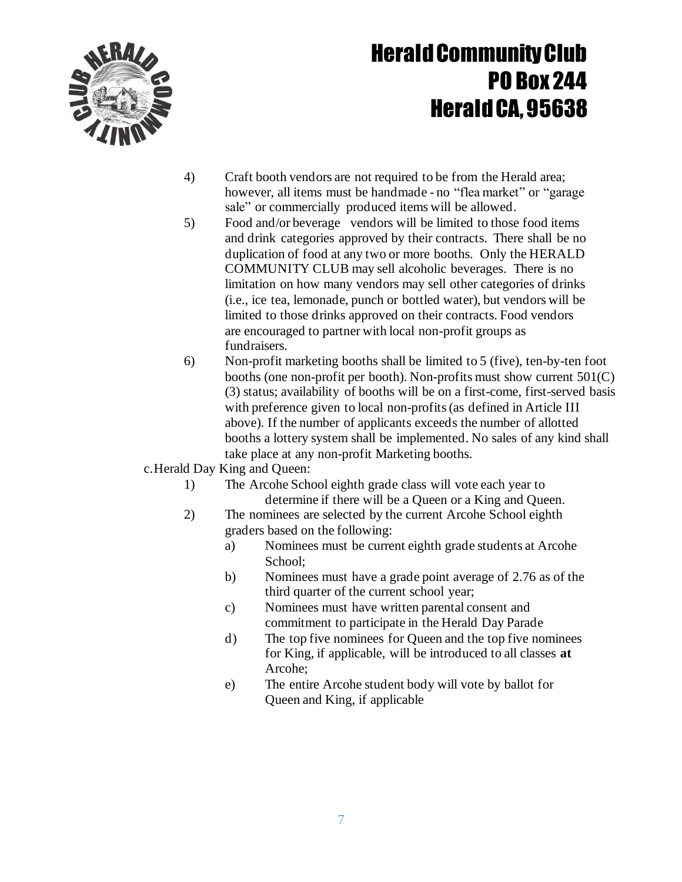4) Craft booth vendors are not required to be from the Herald area; however, all items must be handmade - no "flea market" or "garage sale" or commercially produced items will be allowed.

5) Food and/or beverage vendors will be limited to those food items and drink categories approved by their contracts. There shall be no duplication of food at any two or more booths. Only the HERALD COMMUNITY CLUB may sell alcoholic beverages. There is no limitation on how many vendors may sell other categories of drinks (i.e., ice tea, lemonade, punch or bottled water), but vendors will be limited to those drinks approved on their contracts. Food vendors are encouraged to partner with local non-profit groups as fundraisers.

6) Non-profit marketing booths shall be limited to 5 (five), ten-by-ten foot booths (one non-profit per booth). Non-profits must show current 501(C)(3) status; availability of booths will be on a first-come, first-served basis with preference given to local non-profits (as defined in Article III above). If the number of applicants exceeds the number of allotted booths a lottery system shall be implemented. No sales of any kind shall take place at any non-profit Marketing booths.

c. Herald Day King and Queen:

1) The Arcohe School eighth grade class will vote each year to determine if there will be a Queen or a King and Queen.

2) The nominees are selected by the current Arcohe School eighth graders based on the following:

   a) Nominees must be current eighth grade students at Arcohe School;

   b) Nominees must have a grade point average of 2.76 as of the third quarter of the current school year;

   c) Nominees must have written parental consent and commitment to participate in the Herald Day Parade

   d) The top five nominees for Queen and the top five nominees for King, if applicable, will be introduced to all classes **at** Arcohe;

   e) The entire Arcohe student body will vote by ballot for Queen and King, if applicable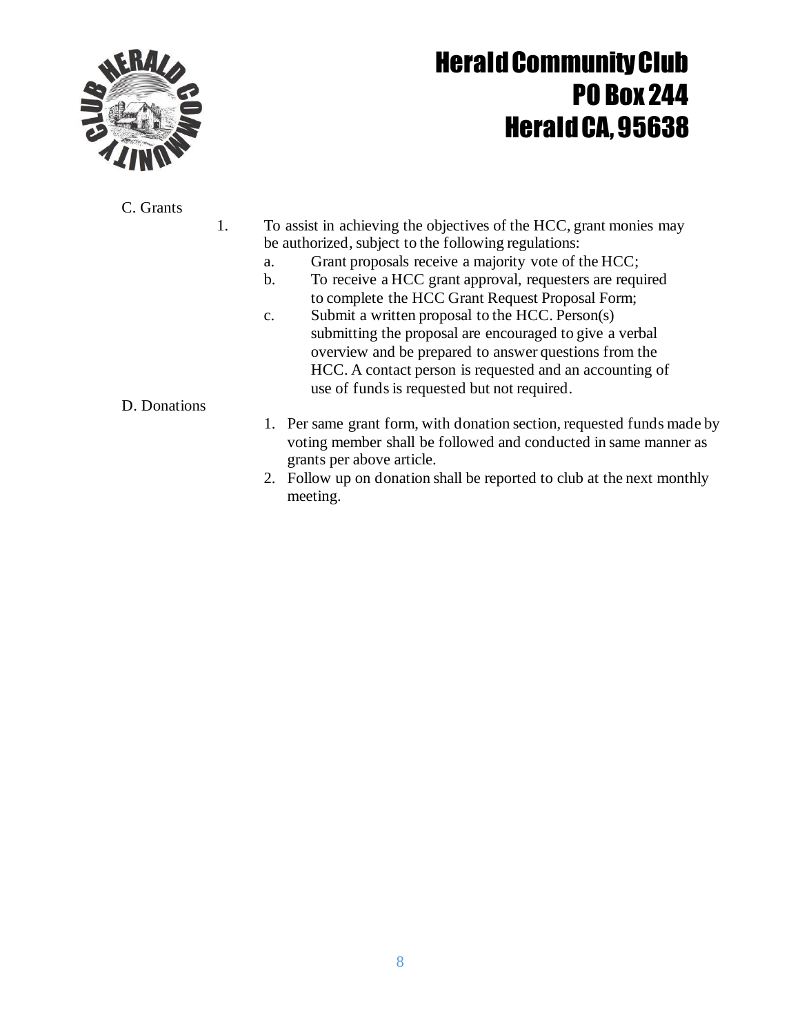C. Grants

1. To assist in achieving the objectives of the HCC, grant monies may be authorized, subject to the following regulations:
   a. Grant proposals receive a majority vote of the HCC;
   b. To receive a HCC grant approval, requesters are required to complete the HCC Grant Request Proposal Form;
   c. Submit a written proposal to the HCC. Person(s) submitting the proposal are encouraged to give a verbal overview and be prepared to answer questions from the HCC. A contact person is requested and an accounting of use of funds is requested but not required.

D. Donations

1. Per same grant form, with donation section, requested funds made by voting member shall be followed and conducted in same manner as grants per above article.
2. Follow up on donation shall be reported to club at the next monthly meeting.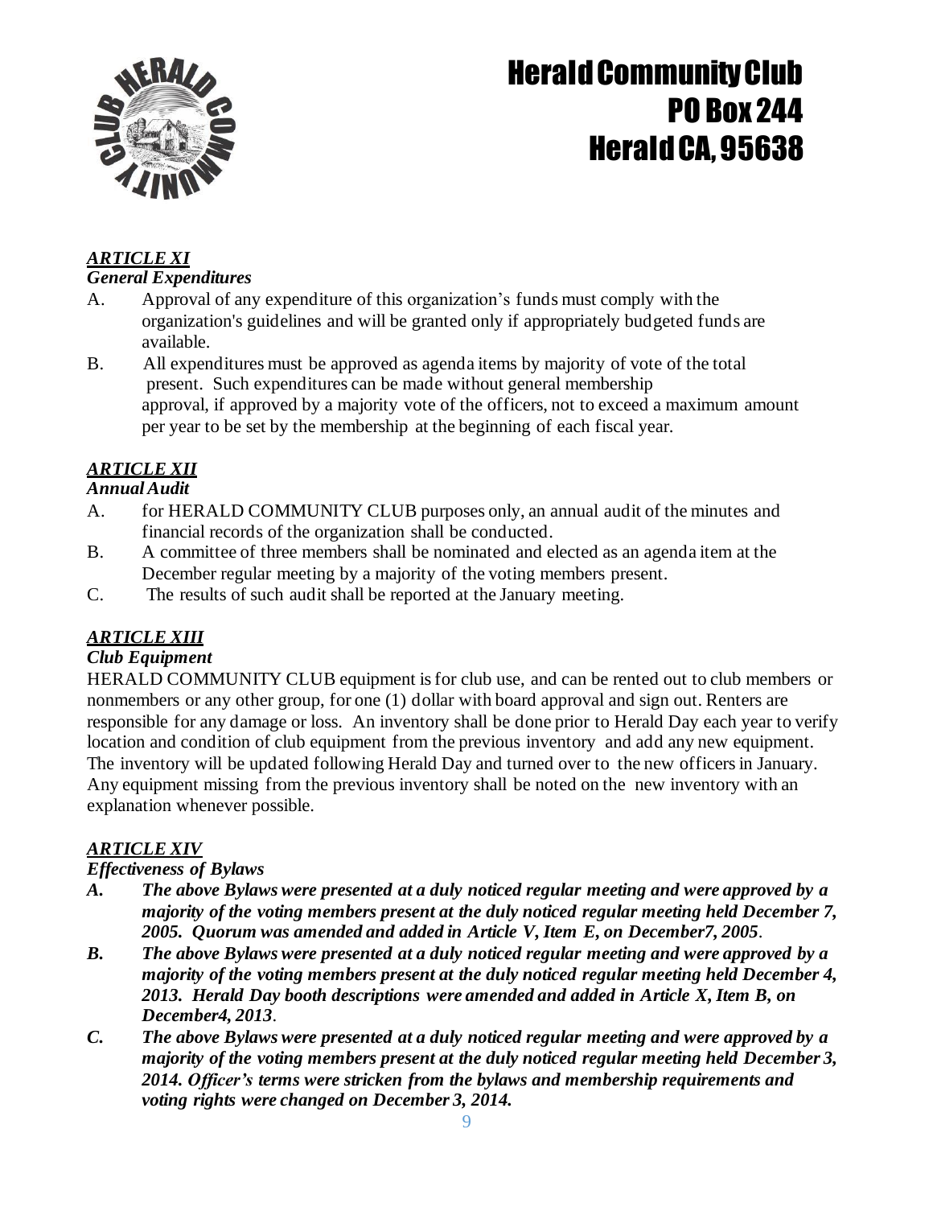# Herald Community Club
## PO Box 244
## Herald CA, 95638

### *ARTICLE XI*

***General Expenditures***

A. Approval of any expenditure of this organization's funds must comply with the organization's guidelines and will be granted only if appropriately budgeted funds are available.

B. All expenditures must be approved as agenda items by majority of vote of the total present. Such expenditures can be made without general membership approval, if approved by a majority vote of the officers, not to exceed a maximum amount per year to be set by the membership at the beginning of each fiscal year.

### *ARTICLE XII*

***Annual Audit***

A. for HERALD COMMUNITY CLUB purposes only, an annual audit of the minutes and financial records of the organization shall be conducted.

B. A committee of three members shall be nominated and elected as an agenda item at the December regular meeting by a majority of the voting members present.

C. The results of such audit shall be reported at the January meeting.

### *ARTICLE XIII*

***Club Equipment***

HERALD COMMUNITY CLUB equipment is for club use, and can be rented out to club members or nonmembers or any other group, for one (1) dollar with board approval and sign out. Renters are responsible for any damage or loss. An inventory shall be done prior to Herald Day each year to verify location and condition of club equipment from the previous inventory and add any new equipment. The inventory will be updated following Herald Day and turned over to the new officers in January. Any equipment missing from the previous inventory shall be noted on the new inventory with an explanation whenever possible.

### *ARTICLE XIV*

***Effectiveness of Bylaws***

***A. The above Bylaws were presented at a duly noticed regular meeting and were approved by a majority of the voting members present at the duly noticed regular meeting held December 7, 2005. Quorum was amended and added in Article V, Item E, on December7, 2005.***

***B. The above Bylaws were presented at a duly noticed regular meeting and were approved by a majority of the voting members present at the duly noticed regular meeting held December 4, 2013. Herald Day booth descriptions were amended and added in Article X, Item B, on December4, 2013.***

***C. The above Bylaws were presented at a duly noticed regular meeting and were approved by a majority of the voting members present at the duly noticed regular meeting held December 3, 2014. Officer's terms were stricken from the bylaws and membership requirements and voting rights were changed on December 3, 2014.***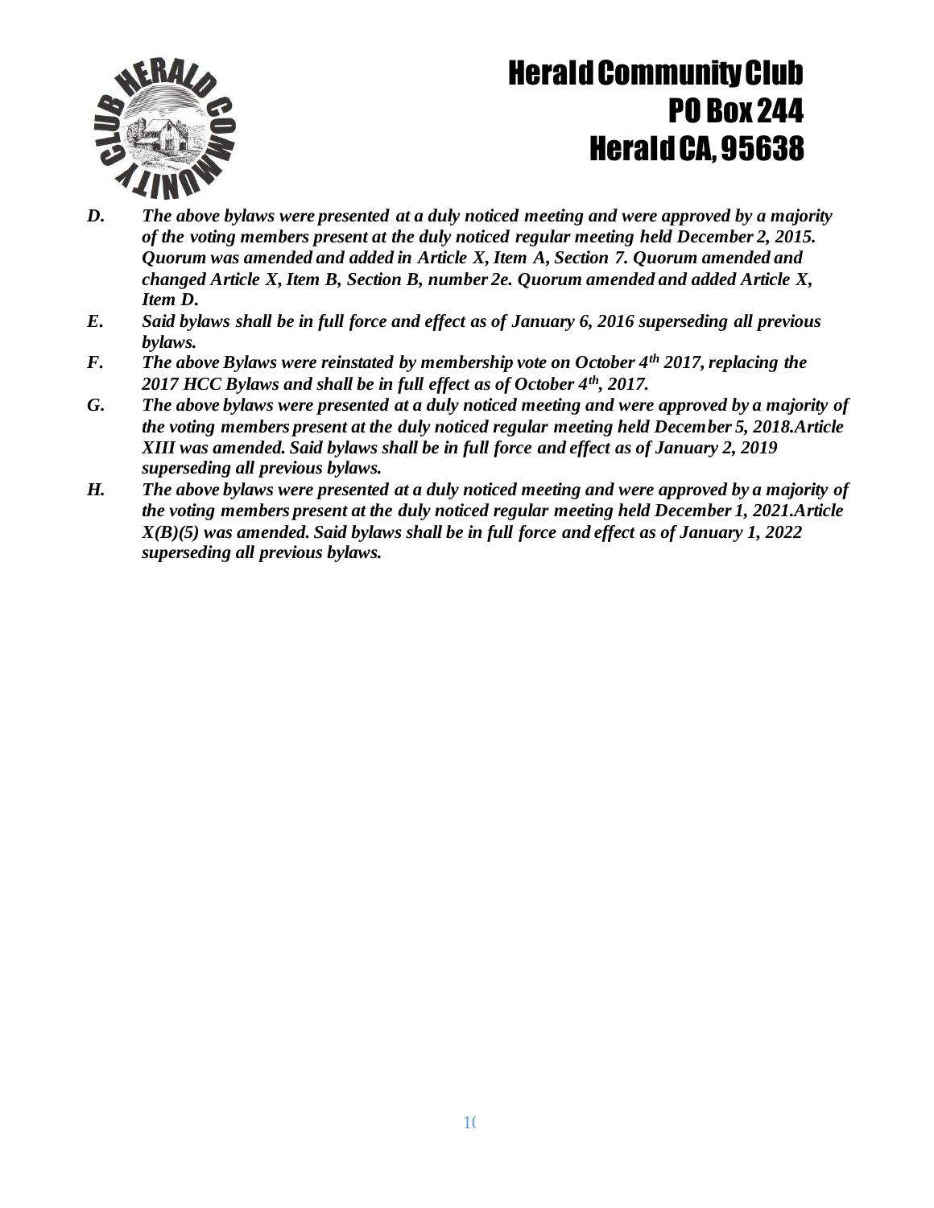D. ***The above bylaws were presented at a duly noticed meeting and were approved by a majority of the voting members present at the duly noticed regular meeting held December 2, 2015. Quorum was amended and added in Article X, Item A, Section 7. Quorum amended and changed Article X, Item B, Section B, number 2e. Quorum amended and added Article X, Item D.***

E. ***Said bylaws shall be in full force and effect as of January 6, 2016 superseding all previous bylaws.***

F. ***The above Bylaws were reinstated by membership vote on October 4th 2017, replacing the 2017 HCC Bylaws and shall be in full effect as of October 4th, 2017.***

G. ***The above bylaws were presented at a duly noticed meeting and were approved by a majority of the voting members present at the duly noticed regular meeting held December 5, 2018.Article XIII was amended. Said bylaws shall be in full force and effect as of January 2, 2019 superseding all previous bylaws.***

H. ***The above bylaws were presented at a duly noticed meeting and were approved by a majority of the voting members present at the duly noticed regular meeting held December 1, 2021.Article X(B)(5) was amended. Said bylaws shall be in full force and effect as of January 1, 2022 superseding all previous bylaws.***